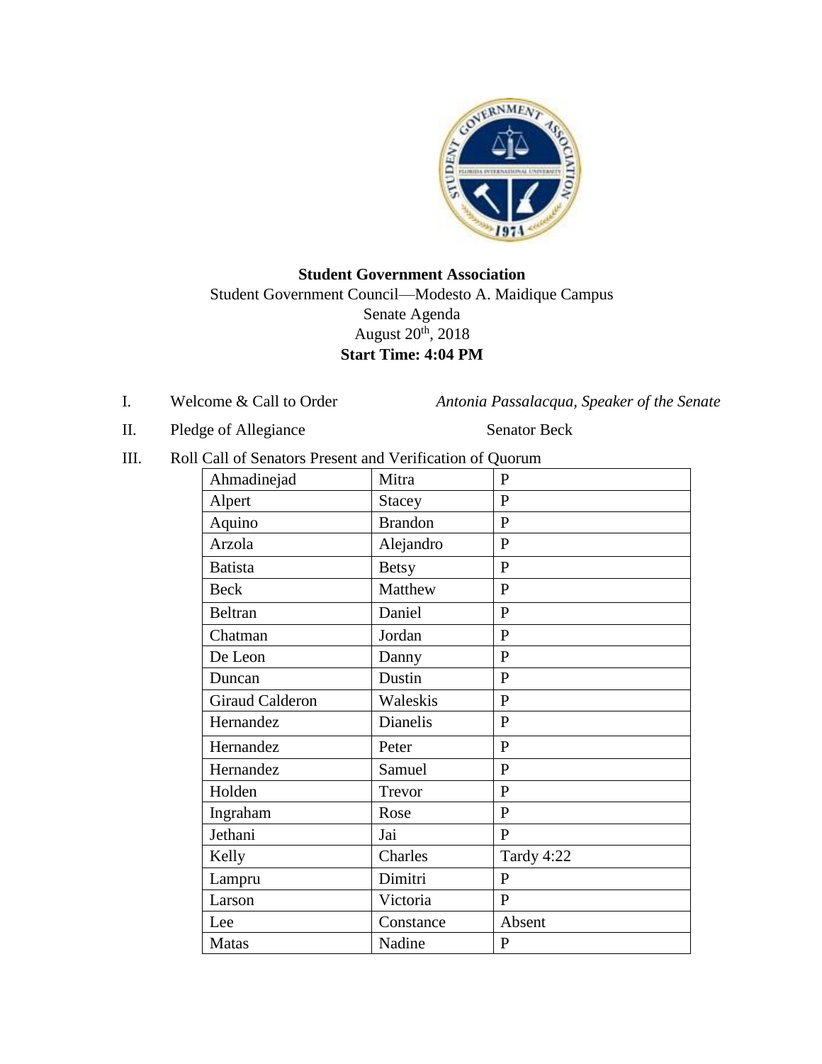**Student Government Association**

Student Government Council—Modesto A. Maidique Campus

Senate Agenda

August 20th, 2018

**Start Time: 4:04 PM**

I. Welcome & Call to Order — *Antonia Passalacqua, Speaker of the Senate*

II. Pledge of Allegiance — Senator Beck

III. Roll Call of Senators Present and Verification of Quorum

| | | |
|---|---|---|
| Ahmadinejad | Mitra | P |
| Alpert | Stacey | P |
| Aquino | Brandon | P |
| Arzola | Alejandro | P |
| Batista | Betsy | P |
| Beck | Matthew | P |
| Beltran | Daniel | P |
| Chatman | Jordan | P |
| De Leon | Danny | P |
| Duncan | Dustin | P |
| Giraud Calderon | Waleskis | P |
| Hernandez | Dianelis | P |
| Hernandez | Peter | P |
| Hernandez | Samuel | P |
| Holden | Trevor | P |
| Ingraham | Rose | P |
| Jethani | Jai | P |
| Kelly | Charles | Tardy 4:22 |
| Lampru | Dimitri | P |
| Larson | Victoria | P |
| Lee | Constance | Absent |
| Matas | Nadine | P |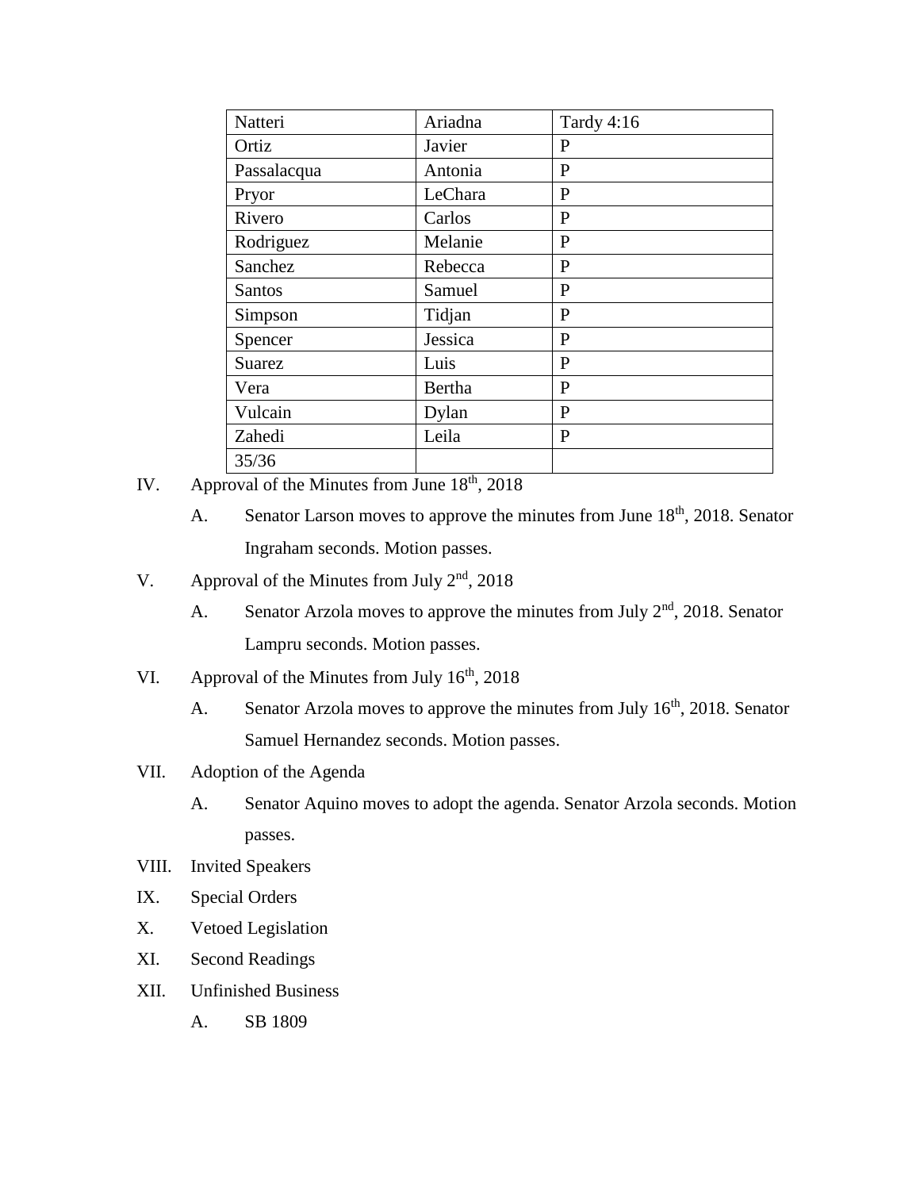| Natteri | Ariadna | Tardy 4:16 |
|---|---|---|
| Ortiz | Javier | P |
| Passalacqua | Antonia | P |
| Pryor | LeChara | P |
| Rivero | Carlos | P |
| Rodriguez | Melanie | P |
| Sanchez | Rebecca | P |
| Santos | Samuel | P |
| Simpson | Tidjan | P |
| Spencer | Jessica | P |
| Suarez | Luis | P |
| Vera | Bertha | P |
| Vulcain | Dylan | P |
| Zahedi | Leila | P |
| 35/36 | | |

IV. Approval of the Minutes from June 18th, 2018

A. Senator Larson moves to approve the minutes from June 18th, 2018. Senator Ingraham seconds. Motion passes.

V. Approval of the Minutes from July 2nd, 2018

A. Senator Arzola moves to approve the minutes from July 2nd, 2018. Senator Lampru seconds. Motion passes.

VI. Approval of the Minutes from July 16th, 2018

A. Senator Arzola moves to approve the minutes from July 16th, 2018. Senator Samuel Hernandez seconds. Motion passes.

VII. Adoption of the Agenda

A. Senator Aquino moves to adopt the agenda. Senator Arzola seconds. Motion passes.

VIII. Invited Speakers

IX. Special Orders

X. Vetoed Legislation

XI. Second Readings

XII. Unfinished Business

A. SB 1809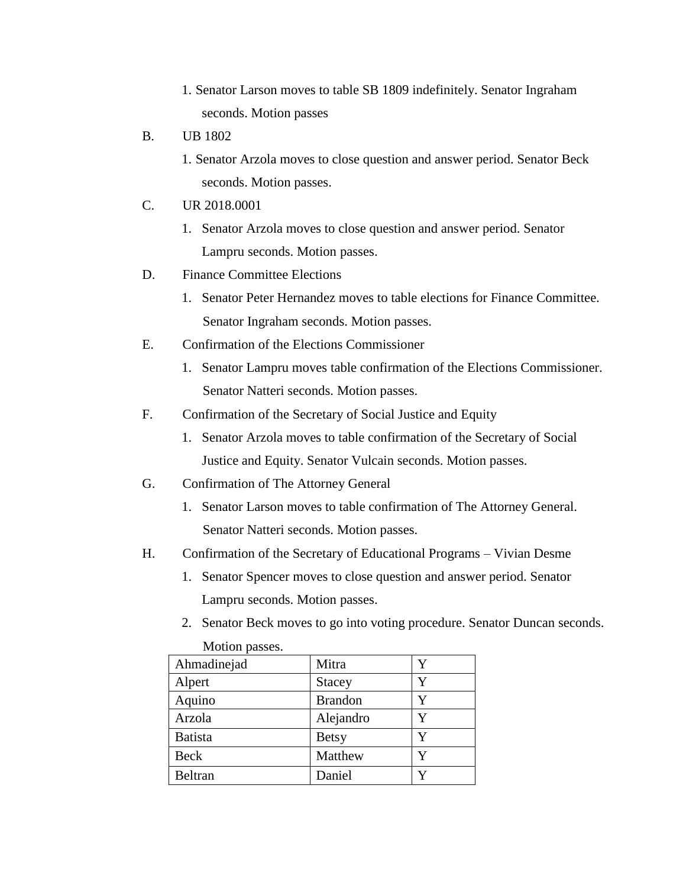1. Senator Larson moves to table SB 1809 indefinitely. Senator Ingraham seconds. Motion passes

B. UB 1802

1. Senator Arzola moves to close question and answer period. Senator Beck seconds. Motion passes.

C. UR 2018.0001

1. Senator Arzola moves to close question and answer period. Senator Lampru seconds. Motion passes.

D. Finance Committee Elections

1. Senator Peter Hernandez moves to table elections for Finance Committee. Senator Ingraham seconds. Motion passes.

E. Confirmation of the Elections Commissioner

1. Senator Lampru moves table confirmation of the Elections Commissioner. Senator Natteri seconds. Motion passes.

F. Confirmation of the Secretary of Social Justice and Equity

1. Senator Arzola moves to table confirmation of the Secretary of Social Justice and Equity. Senator Vulcain seconds. Motion passes.

G. Confirmation of The Attorney General

1. Senator Larson moves to table confirmation of The Attorney General. Senator Natteri seconds. Motion passes.

H. Confirmation of the Secretary of Educational Programs – Vivian Desme

1. Senator Spencer moves to close question and answer period. Senator Lampru seconds. Motion passes.
2. Senator Beck moves to go into voting procedure. Senator Duncan seconds. Motion passes.

| Ahmadinejad | Mitra | Y |
|---|---|---|
| Alpert | Stacey | Y |
| Aquino | Brandon | Y |
| Arzola | Alejandro | Y |
| Batista | Betsy | Y |
| Beck | Matthew | Y |
| Beltran | Daniel | Y |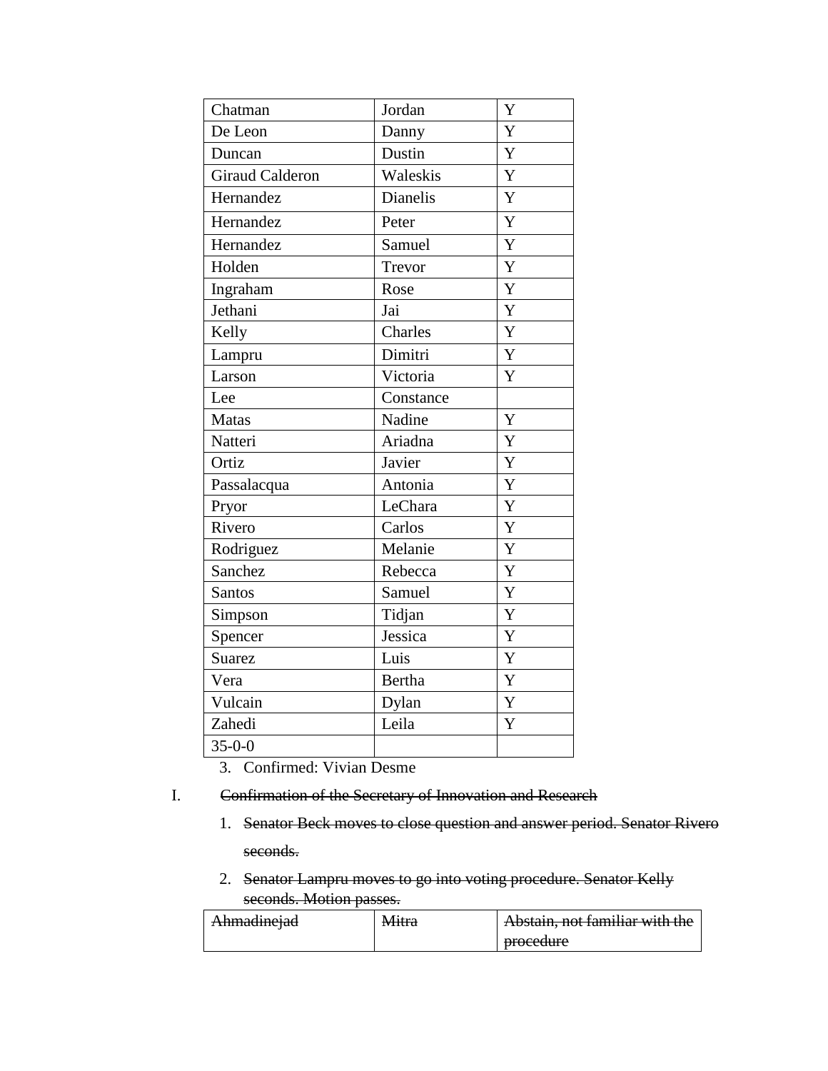| Chatman | Jordan | Y |
|---|---|---|
| De Leon | Danny | Y |
| Duncan | Dustin | Y |
| Giraud Calderon | Waleskis | Y |
| Hernandez | Dianelis | Y |
| Hernandez | Peter | Y |
| Hernandez | Samuel | Y |
| Holden | Trevor | Y |
| Ingraham | Rose | Y |
| Jethani | Jai | Y |
| Kelly | Charles | Y |
| Lampru | Dimitri | Y |
| Larson | Victoria | Y |
| Lee | Constance | |
| Matas | Nadine | Y |
| Natteri | Ariadna | Y |
| Ortiz | Javier | Y |
| Passalacqua | Antonia | Y |
| Pryor | LeChara | Y |
| Rivero | Carlos | Y |
| Rodriguez | Melanie | Y |
| Sanchez | Rebecca | Y |
| Santos | Samuel | Y |
| Simpson | Tidjan | Y |
| Spencer | Jessica | Y |
| Suarez | Luis | Y |
| Vera | Bertha | Y |
| Vulcain | Dylan | Y |
| Zahedi | Leila | Y |
| 35-0-0 | | |

3. Confirmed: Vivian Desme

I. ~~Confirmation of the Secretary of Innovation and Research~~

1. ~~Senator Beck moves to close question and answer period. Senator Rivero seconds.~~
2. ~~Senator Lampru moves to go into voting procedure. Senator Kelly seconds. Motion passes.~~

| ~~Ahmadinejad~~ | ~~Mitra~~ | ~~Abstain, not familiar with the procedure~~ |
|---|---|---|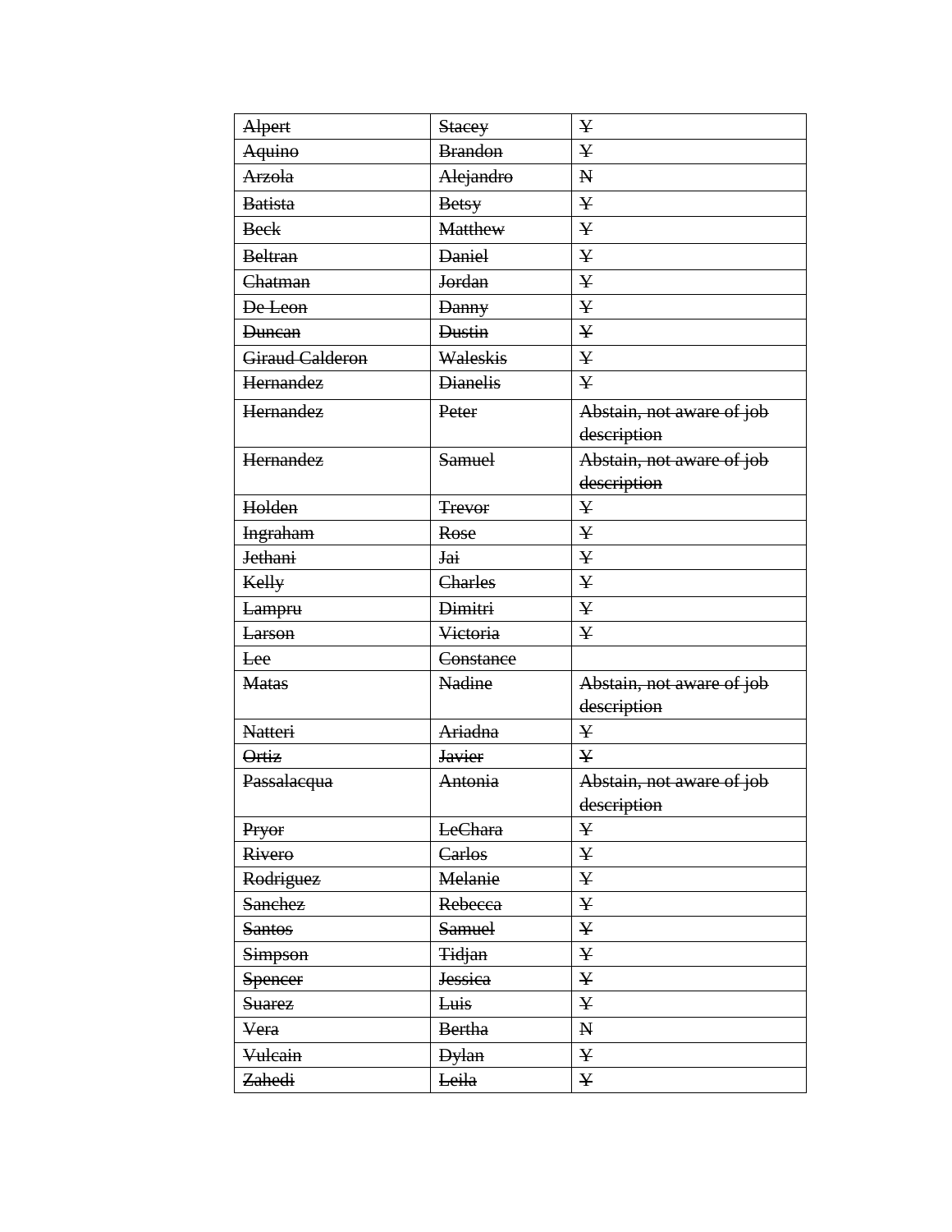| ~~Alpert~~ | ~~Stacey~~ | ~~Y~~ |
|---|---|---|
| ~~Aquino~~ | ~~Brandon~~ | ~~Y~~ |
| ~~Arzola~~ | ~~Alejandro~~ | ~~N~~ |
| ~~Batista~~ | ~~Betsy~~ | ~~Y~~ |
| ~~Beck~~ | ~~Matthew~~ | ~~Y~~ |
| ~~Beltran~~ | ~~Daniel~~ | ~~Y~~ |
| ~~Chatman~~ | ~~Jordan~~ | ~~Y~~ |
| ~~De Leon~~ | ~~Danny~~ | ~~Y~~ |
| ~~Duncan~~ | ~~Dustin~~ | ~~Y~~ |
| ~~Giraud Calderon~~ | ~~Waleskis~~ | ~~Y~~ |
| ~~Hernandez~~ | ~~Dianelis~~ | ~~Y~~ |
| ~~Hernandez~~ | ~~Peter~~ | ~~Abstain, not aware of job description~~ |
| ~~Hernandez~~ | ~~Samuel~~ | ~~Abstain, not aware of job description~~ |
| ~~Holden~~ | ~~Trevor~~ | ~~Y~~ |
| ~~Ingraham~~ | ~~Rose~~ | ~~Y~~ |
| ~~Jethani~~ | ~~Jai~~ | ~~Y~~ |
| ~~Kelly~~ | ~~Charles~~ | ~~Y~~ |
| ~~Lampru~~ | ~~Dimitri~~ | ~~Y~~ |
| ~~Larson~~ | ~~Victoria~~ | ~~Y~~ |
| ~~Lee~~ | ~~Constance~~ | |
| ~~Matas~~ | ~~Nadine~~ | ~~Abstain, not aware of job description~~ |
| ~~Natteri~~ | ~~Ariadna~~ | ~~Y~~ |
| ~~Ortiz~~ | ~~Javier~~ | ~~Y~~ |
| ~~Passalacqua~~ | ~~Antonia~~ | ~~Abstain, not aware of job description~~ |
| ~~Pryor~~ | ~~LeChara~~ | ~~Y~~ |
| ~~Rivero~~ | ~~Carlos~~ | ~~Y~~ |
| ~~Rodriguez~~ | ~~Melanie~~ | ~~Y~~ |
| ~~Sanchez~~ | ~~Rebecca~~ | ~~Y~~ |
| ~~Santos~~ | ~~Samuel~~ | ~~Y~~ |
| ~~Simpson~~ | ~~Tidjan~~ | ~~Y~~ |
| ~~Spencer~~ | ~~Jessica~~ | ~~Y~~ |
| ~~Suarez~~ | ~~Luis~~ | ~~Y~~ |
| ~~Vera~~ | ~~Bertha~~ | ~~N~~ |
| ~~Vulcain~~ | ~~Dylan~~ | ~~Y~~ |
| ~~Zahedi~~ | ~~Leila~~ | ~~Y~~ |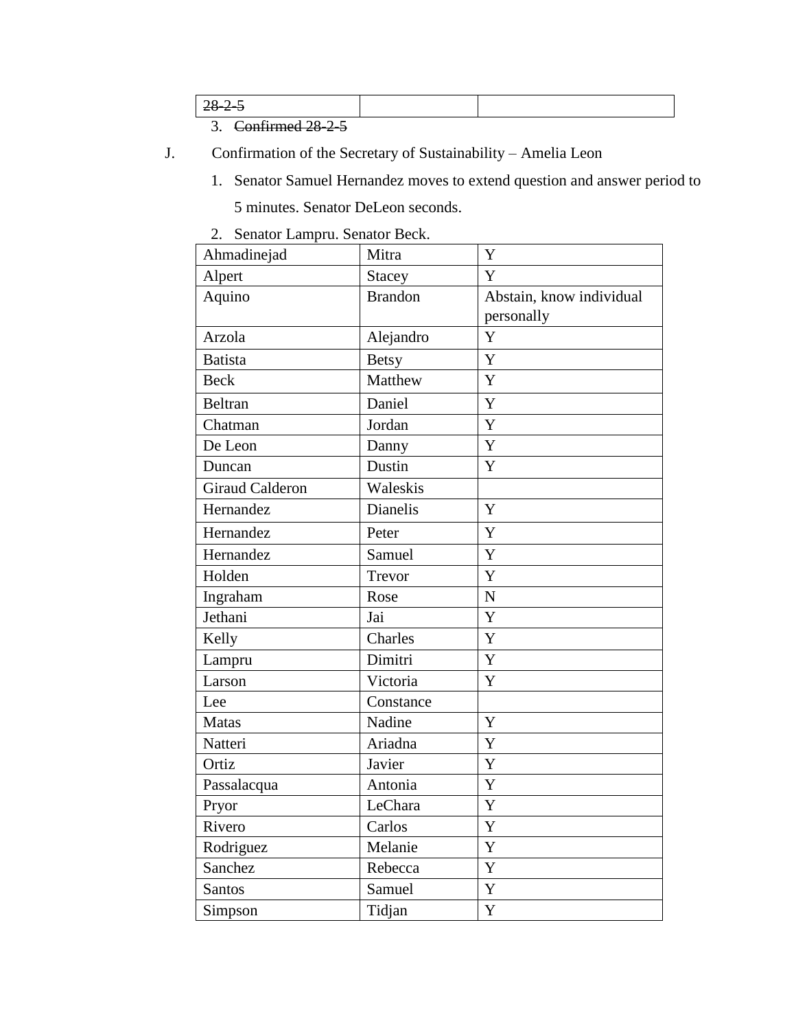| ~~28-2-5~~ | | |
|---|---|---|

3. ~~Confirmed 28-2-5~~

J. Confirmation of the Secretary of Sustainability – Amelia Leon

1. Senator Samuel Hernandez moves to extend question and answer period to 5 minutes. Senator DeLeon seconds.
2. Senator Lampru. Senator Beck.

| Ahmadinejad | Mitra | Y |
|---|---|---|
| Alpert | Stacey | Y |
| Aquino | Brandon | Abstain, know individual personally |
| Arzola | Alejandro | Y |
| Batista | Betsy | Y |
| Beck | Matthew | Y |
| Beltran | Daniel | Y |
| Chatman | Jordan | Y |
| De Leon | Danny | Y |
| Duncan | Dustin | Y |
| Giraud Calderon | Waleskis | |
| Hernandez | Dianelis | Y |
| Hernandez | Peter | Y |
| Hernandez | Samuel | Y |
| Holden | Trevor | Y |
| Ingraham | Rose | N |
| Jethani | Jai | Y |
| Kelly | Charles | Y |
| Lampru | Dimitri | Y |
| Larson | Victoria | Y |
| Lee | Constance | |
| Matas | Nadine | Y |
| Natteri | Ariadna | Y |
| Ortiz | Javier | Y |
| Passalacqua | Antonia | Y |
| Pryor | LeChara | Y |
| Rivero | Carlos | Y |
| Rodriguez | Melanie | Y |
| Sanchez | Rebecca | Y |
| Santos | Samuel | Y |
| Simpson | Tidjan | Y |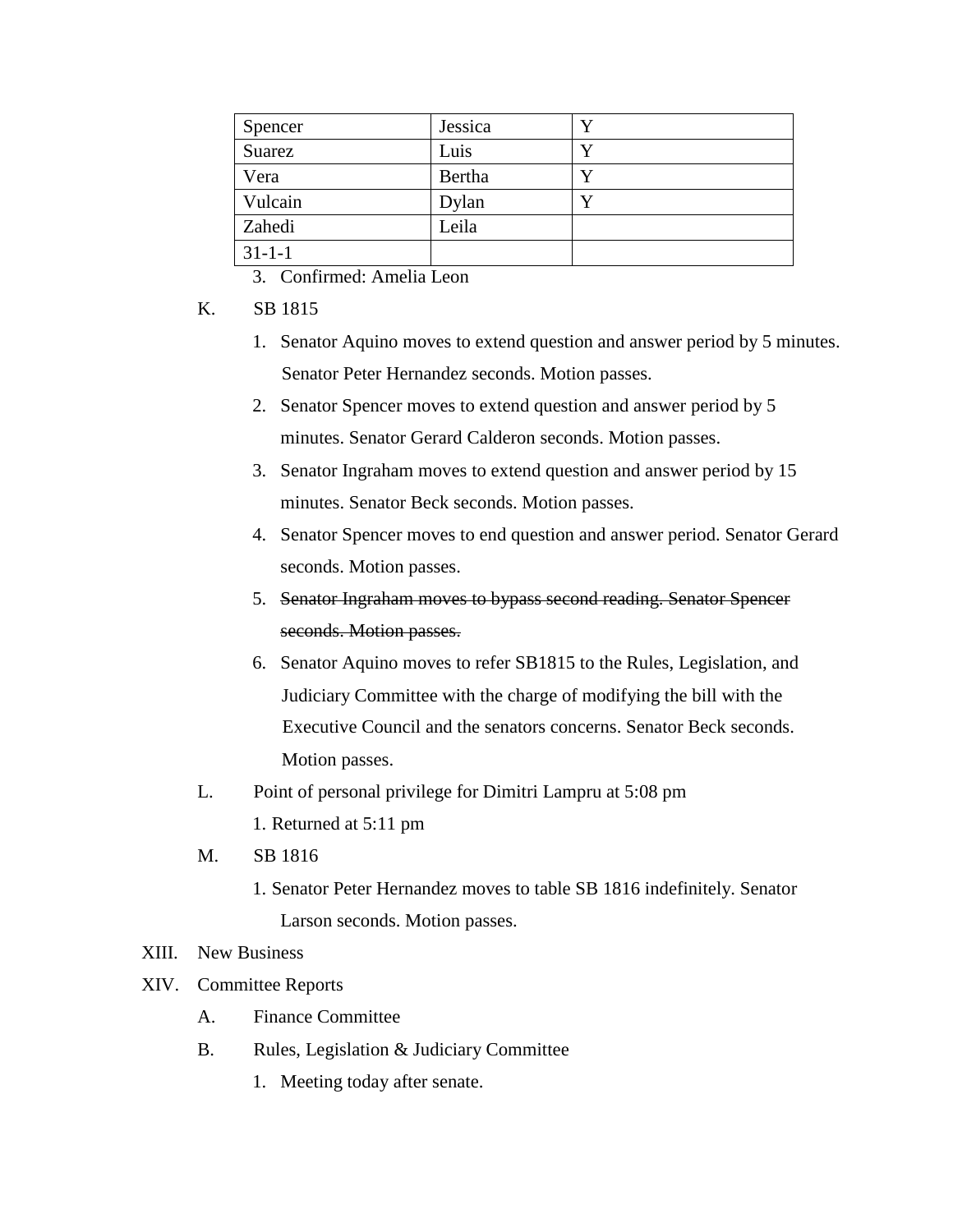| Spencer | Jessica | Y |
|---|---|---|
| Suarez | Luis | Y |
| Vera | Bertha | Y |
| Vulcain | Dylan | Y |
| Zahedi | Leila | |
| 31-1-1 | | |

3. Confirmed: Amelia Leon

K. SB 1815

1. Senator Aquino moves to extend question and answer period by 5 minutes. Senator Peter Hernandez seconds. Motion passes.
2. Senator Spencer moves to extend question and answer period by 5 minutes. Senator Gerard Calderon seconds. Motion passes.
3. Senator Ingraham moves to extend question and answer period by 15 minutes. Senator Beck seconds. Motion passes.
4. Senator Spencer moves to end question and answer period. Senator Gerard seconds. Motion passes.
5. ~~Senator Ingraham moves to bypass second reading. Senator Spencer seconds. Motion passes.~~
6. Senator Aquino moves to refer SB1815 to the Rules, Legislation, and Judiciary Committee with the charge of modifying the bill with the Executive Council and the senators concerns. Senator Beck seconds. Motion passes.

L. Point of personal privilege for Dimitri Lampru at 5:08 pm

1. Returned at 5:11 pm

M. SB 1816

1. Senator Peter Hernandez moves to table SB 1816 indefinitely. Senator Larson seconds. Motion passes.

XIII. New Business

XIV. Committee Reports

A. Finance Committee

B. Rules, Legislation & Judiciary Committee

1. Meeting today after senate.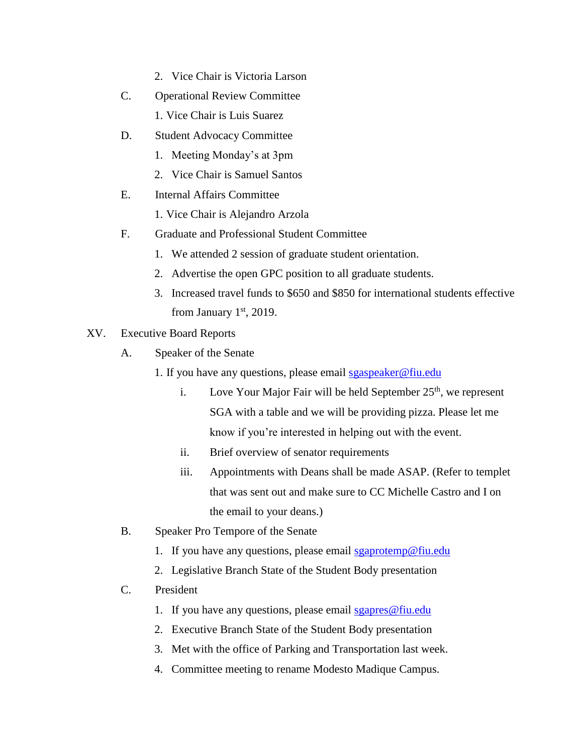2. Vice Chair is Victoria Larson

C. Operational Review Committee

1. Vice Chair is Luis Suarez

D. Student Advocacy Committee

1. Meeting Monday's at 3pm
2. Vice Chair is Samuel Santos

E. Internal Affairs Committee

1. Vice Chair is Alejandro Arzola

F. Graduate and Professional Student Committee

1. We attended 2 session of graduate student orientation.
2. Advertise the open GPC position to all graduate students.
3. Increased travel funds to $650 and $850 for international students effective from January 1st, 2019.

XV. Executive Board Reports

A. Speaker of the Senate

1. If you have any questions, please email sgaspeaker@fiu.edu
    - i. Love Your Major Fair will be held September 25th, we represent SGA with a table and we will be providing pizza. Please let me know if you're interested in helping out with the event.
    - ii. Brief overview of senator requirements
    - iii. Appointments with Deans shall be made ASAP. (Refer to templet that was sent out and make sure to CC Michelle Castro and I on the email to your deans.)

B. Speaker Pro Tempore of the Senate

1. If you have any questions, please email sgaprotemp@fiu.edu
2. Legislative Branch State of the Student Body presentation

C. President

1. If you have any questions, please email sgapres@fiu.edu
2. Executive Branch State of the Student Body presentation
3. Met with the office of Parking and Transportation last week.
4. Committee meeting to rename Modesto Madique Campus.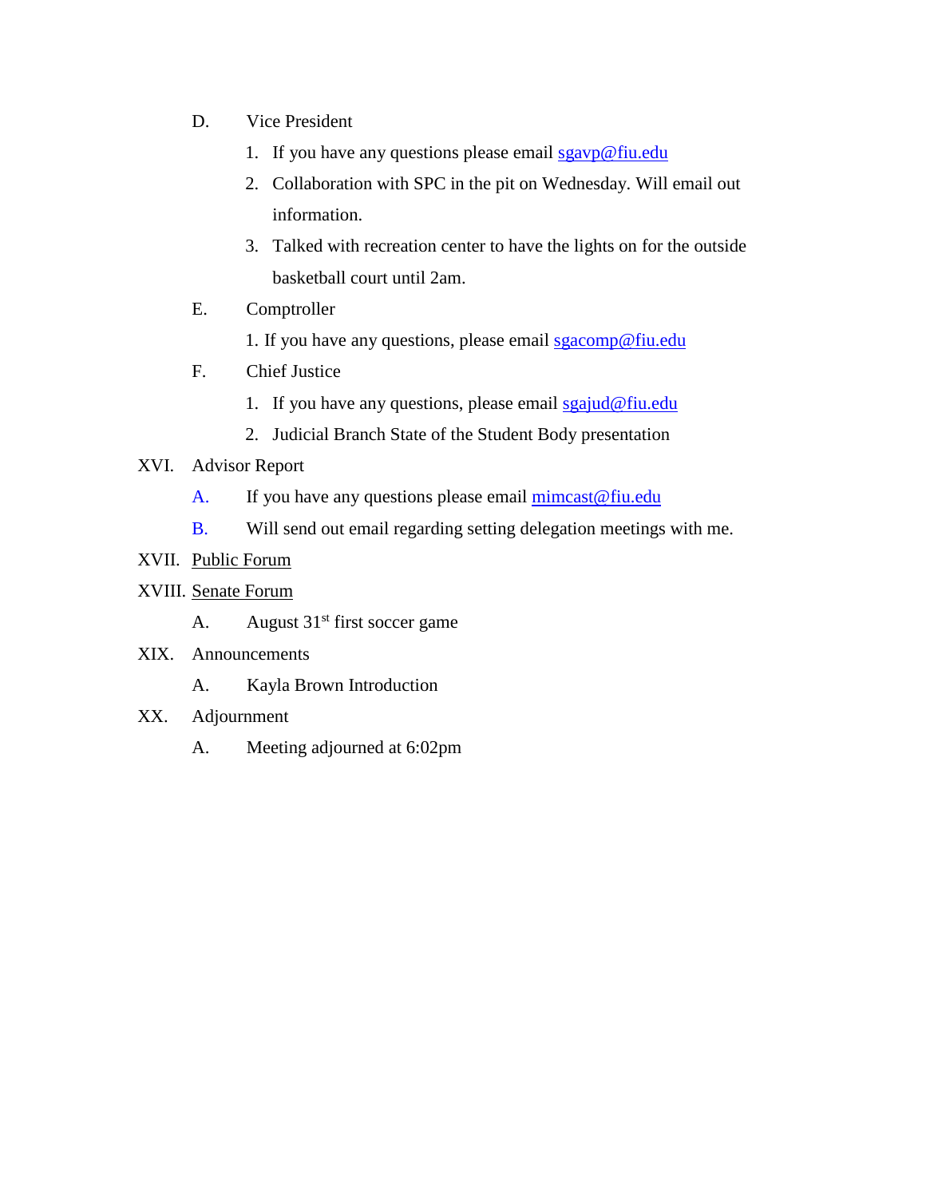D. Vice President

1. If you have any questions please email sgavp@fiu.edu
2. Collaboration with SPC in the pit on Wednesday. Will email out information.
3. Talked with recreation center to have the lights on for the outside basketball court until 2am.

E. Comptroller

1. If you have any questions, please email sgacomp@fiu.edu

F. Chief Justice

1. If you have any questions, please email sgajud@fiu.edu
2. Judicial Branch State of the Student Body presentation

XVI. Advisor Report

A. If you have any questions please email mimcast@fiu.edu

B. Will send out email regarding setting delegation meetings with me.

XVII. Public Forum

XVIII. Senate Forum

A. August 31st first soccer game

XIX. Announcements

A. Kayla Brown Introduction

XX. Adjournment

A. Meeting adjourned at 6:02pm